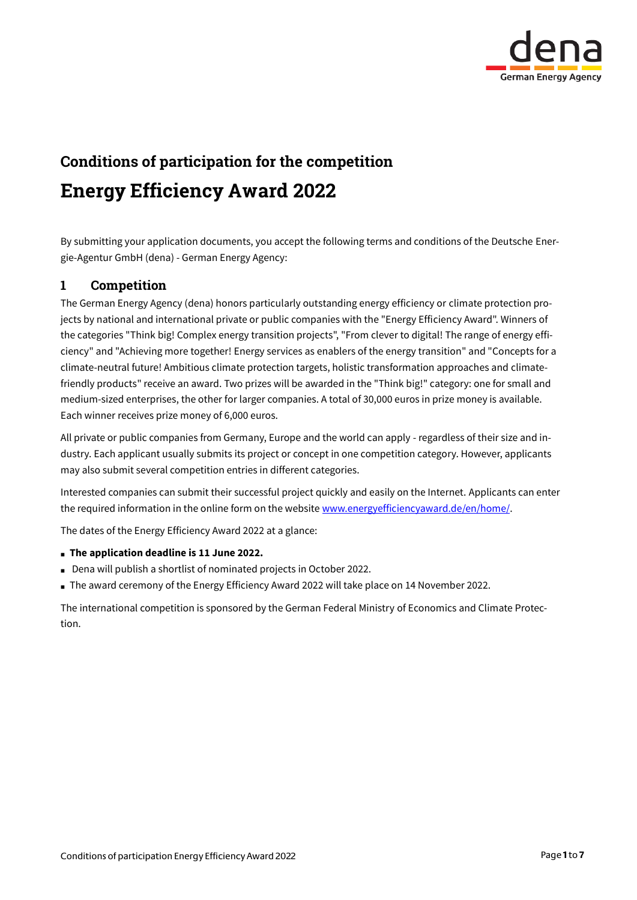## Conditions of participation for the competition

# Energy Efficiency Award 2022

By submitting your application documents, you accept the following terms and conditions of the Deutsche Energie-Agentur GmbH (dena) - German Energy Agency:

## 1 Competition

The German Energy Agency (dena) honors particularly outstanding energy efficiency or climate protection projects by national and international private or public companies with the "Energy Efficiency Award". Winners of the categories "Think big! Complex energy transition projects", "From clever to digital! The range of energy efficiency" and "Achieving more together! Energy services as enablers of the energy transition" and "Concepts for a climate-neutral future! Ambitious climate protection targets, holistic transformation approaches and climate-friendly products" receive an award. Two prizes will be awarded in the "Think big!" category: one for small and medium-sized enterprises, the other for larger companies. A total of 30,000 euros in prize money is available. Each winner receives prize money of 6,000 euros.

All private or public companies from Germany, Europe and the world can apply - regardless of their size and industry. Each applicant usually submits its project or concept in one competition category. However, applicants may also submit several competition entries in different categories.

Interested companies can submit their successful project quickly and easily on the Internet. Applicants can enter the required information in the online form on the website [www.energyefficiencyaward.de/en/home/](www.energyefficiencyaward.de/en/home/).

The dates of the Energy Efficiency Award 2022 at a glance:

- **The application deadline is 11 June 2022.**
- Dena will publish a shortlist of nominated projects in October 2022.
- The award ceremony of the Energy Efficiency Award 2022 will take place on 14 November 2022.

The international competition is sponsored by the German Federal Ministry of Economics and Climate Protection.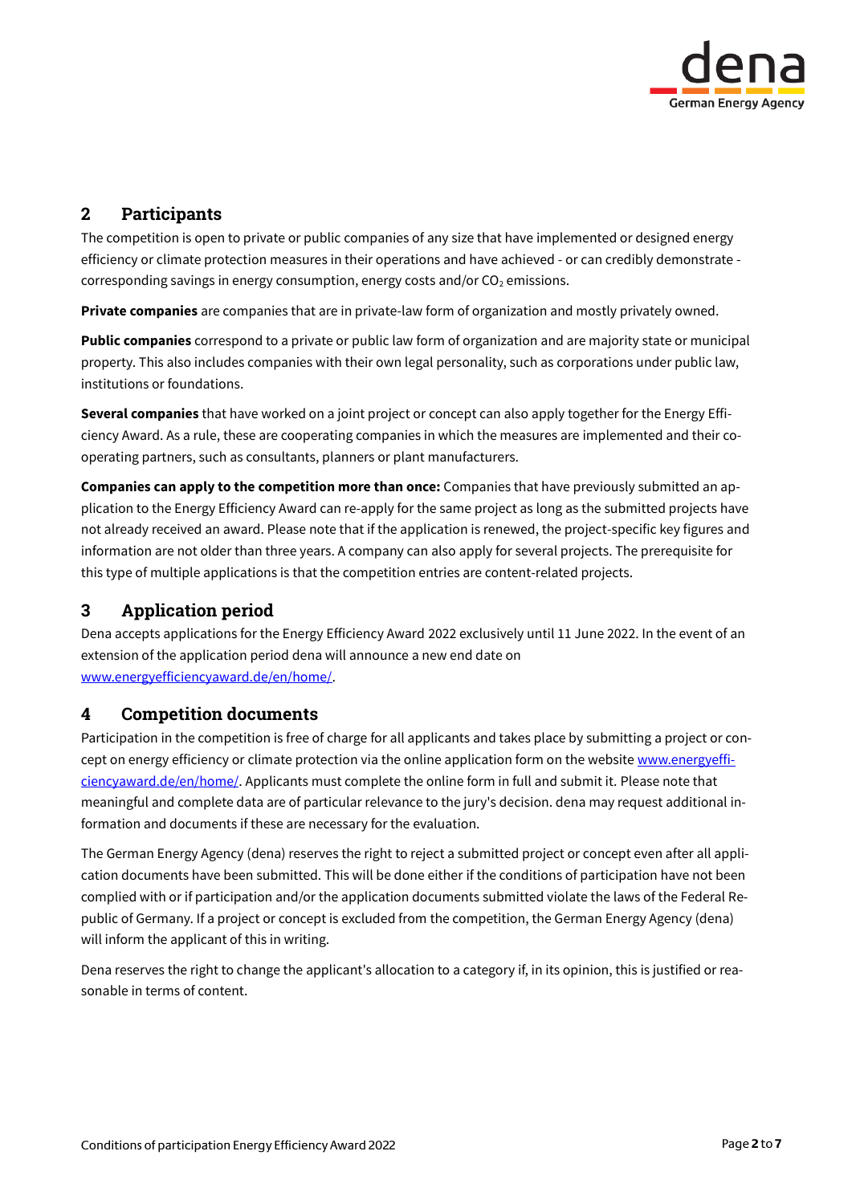## 2 Participants

The competition is open to private or public companies of any size that have implemented or designed energy efficiency or climate protection measures in their operations and have achieved - or can credibly demonstrate - corresponding savings in energy consumption, energy costs and/or $CO_2$ emissions.

**Private companies** are companies that are in private-law form of organization and mostly privately owned.

**Public companies** correspond to a private or public law form of organization and are majority state or municipal property. This also includes companies with their own legal personality, such as corporations under public law, institutions or foundations.

**Several companies** that have worked on a joint project or concept can also apply together for the Energy Efficiency Award. As a rule, these are cooperating companies in which the measures are implemented and their cooperating partners, such as consultants, planners or plant manufacturers.

**Companies can apply to the competition more than once:** Companies that have previously submitted an application to the Energy Efficiency Award can re-apply for the same project as long as the submitted projects have not already received an award. Please note that if the application is renewed, the project-specific key figures and information are not older than three years. A company can also apply for several projects. The prerequisite for this type of multiple applications is that the competition entries are content-related projects.

## 3 Application period

Dena accepts applications for the Energy Efficiency Award 2022 exclusively until 11 June 2022. In the event of an extension of the application period dena will announce a new end date on www.energyefficiencyaward.de/en/home/.

## 4 Competition documents

Participation in the competition is free of charge for all applicants and takes place by submitting a project or concept on energy efficiency or climate protection via the online application form on the website www.energyefficiencyaward.de/en/home/. Applicants must complete the online form in full and submit it. Please note that meaningful and complete data are of particular relevance to the jury's decision. dena may request additional information and documents if these are necessary for the evaluation.

The German Energy Agency (dena) reserves the right to reject a submitted project or concept even after all application documents have been submitted. This will be done either if the conditions of participation have not been complied with or if participation and/or the application documents submitted violate the laws of the Federal Republic of Germany. If a project or concept is excluded from the competition, the German Energy Agency (dena) will inform the applicant of this in writing.

Dena reserves the right to change the applicant's allocation to a category if, in its opinion, this is justified or reasonable in terms of content.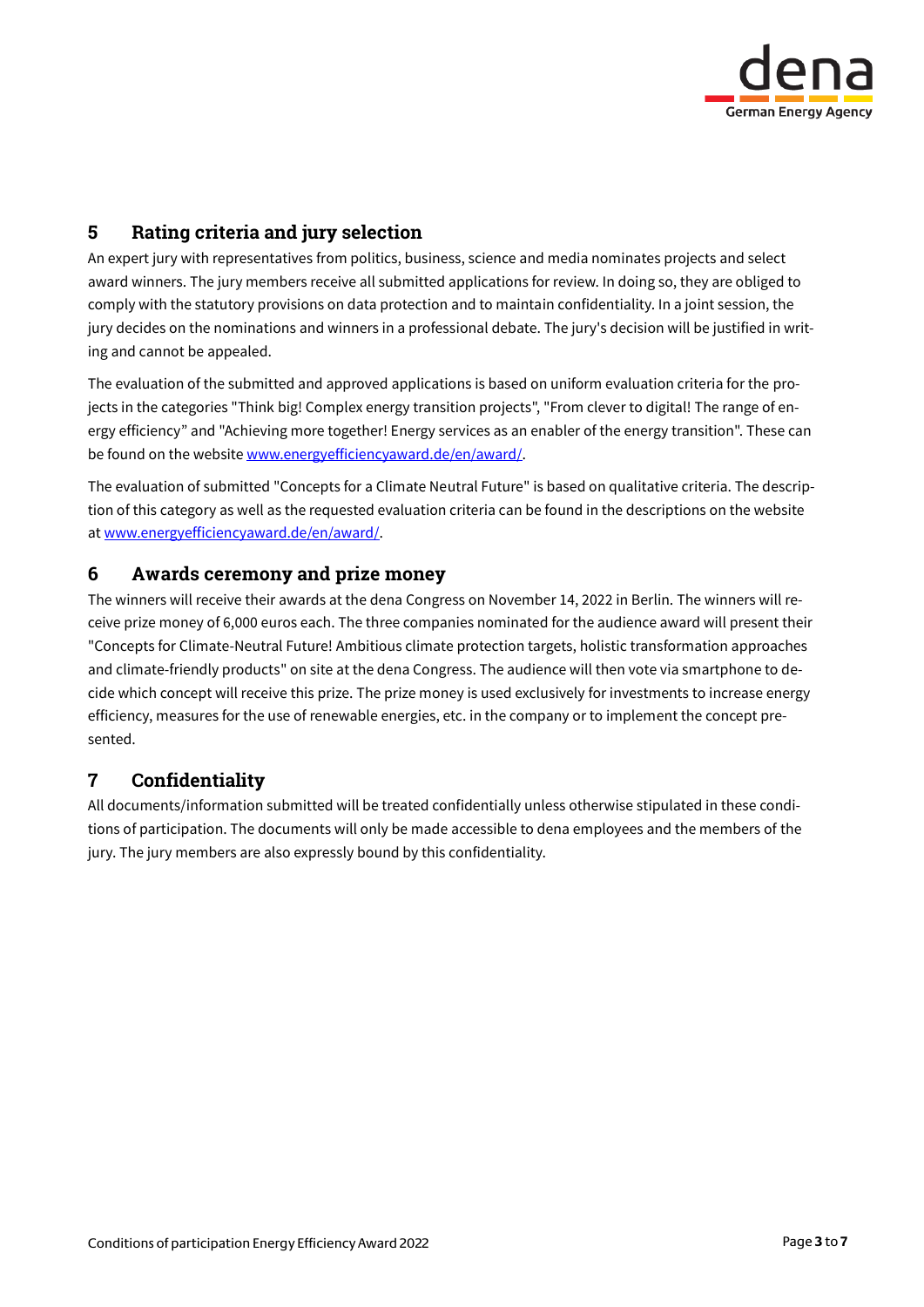## 5 Rating criteria and jury selection

An expert jury with representatives from politics, business, science and media nominates projects and select award winners. The jury members receive all submitted applications for review. In doing so, they are obliged to comply with the statutory provisions on data protection and to maintain confidentiality. In a joint session, the jury decides on the nominations and winners in a professional debate. The jury's decision will be justified in writing and cannot be appealed.

The evaluation of the submitted and approved applications is based on uniform evaluation criteria for the projects in the categories "Think big! Complex energy transition projects", "From clever to digital! The range of energy efficiency" and "Achieving more together! Energy services as an enabler of the energy transition". These can be found on the website [www.energyefficiencyaward.de/en/award/](www.energyefficiencyaward.de/en/award/).

The evaluation of submitted "Concepts for a Climate Neutral Future" is based on qualitative criteria. The description of this category as well as the requested evaluation criteria can be found in the descriptions on the website at [www.energyefficiencyaward.de/en/award/](www.energyefficiencyaward.de/en/award/).

## 6 Awards ceremony and prize money

The winners will receive their awards at the dena Congress on November 14, 2022 in Berlin. The winners will receive prize money of 6,000 euros each. The three companies nominated for the audience award will present their "Concepts for Climate-Neutral Future! Ambitious climate protection targets, holistic transformation approaches and climate-friendly products" on site at the dena Congress. The audience will then vote via smartphone to decide which concept will receive this prize. The prize money is used exclusively for investments to increase energy efficiency, measures for the use of renewable energies, etc. in the company or to implement the concept presented.

## 7 Confidentiality

All documents/information submitted will be treated confidentially unless otherwise stipulated in these conditions of participation. The documents will only be made accessible to dena employees and the members of the jury. The jury members are also expressly bound by this confidentiality.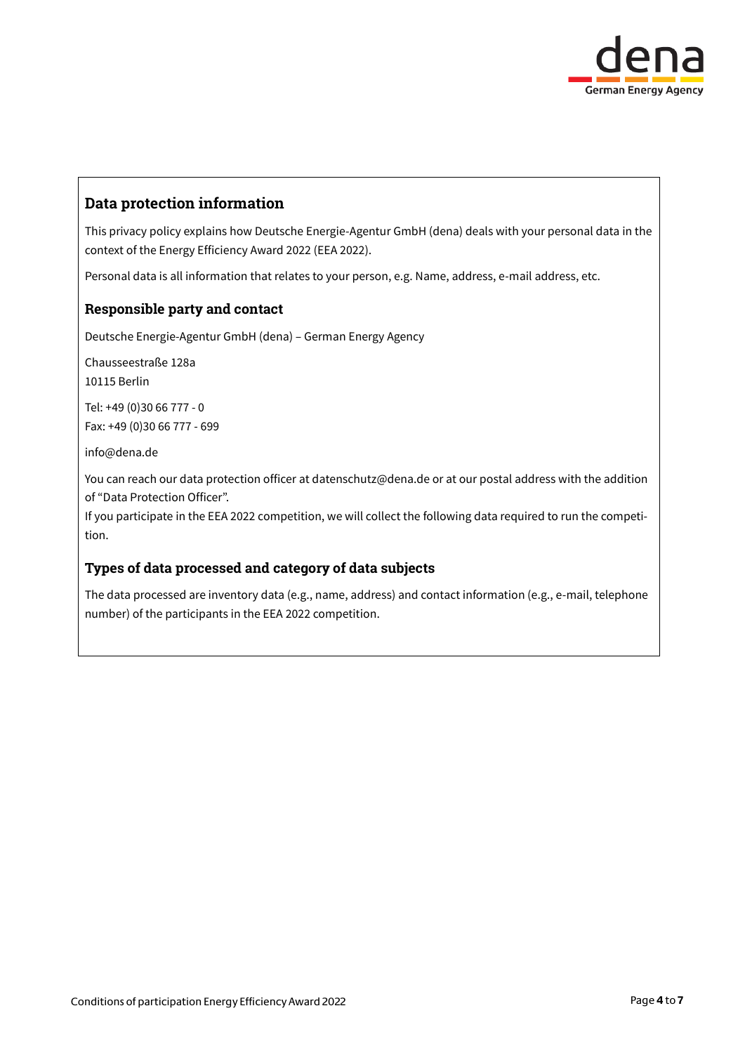## Data protection information

This privacy policy explains how Deutsche Energie-Agentur GmbH (dena) deals with your personal data in the context of the Energy Efficiency Award 2022 (EEA 2022).

Personal data is all information that relates to your person, e.g. Name, address, e-mail address, etc.

### Responsible party and contact

Deutsche Energie-Agentur GmbH (dena) – German Energy Agency

Chausseestraße 128a
10115 Berlin

Tel: +49 (0)30 66 777 - 0
Fax: +49 (0)30 66 777 - 699

info@dena.de

You can reach our data protection officer at datenschutz@dena.de or at our postal address with the addition of "Data Protection Officer".
If you participate in the EEA 2022 competition, we will collect the following data required to run the competition.

### Types of data processed and category of data subjects

The data processed are inventory data (e.g., name, address) and contact information (e.g., e-mail, telephone number) of the participants in the EEA 2022 competition.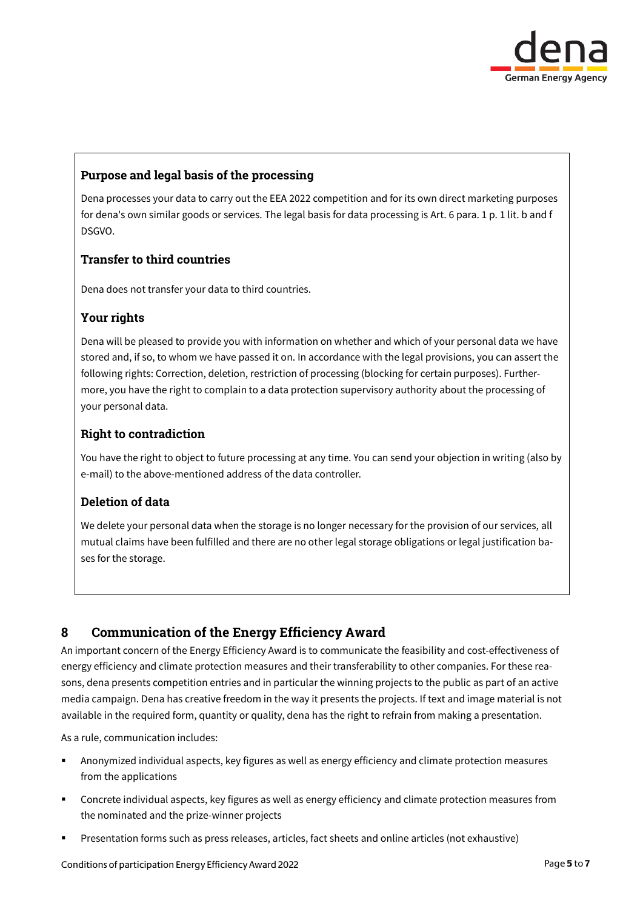### Purpose and legal basis of the processing

Dena processes your data to carry out the EEA 2022 competition and for its own direct marketing purposes for dena's own similar goods or services. The legal basis for data processing is Art. 6 para. 1 p. 1 lit. b and f DSGVO.

### Transfer to third countries

Dena does not transfer your data to third countries.

### Your rights

Dena will be pleased to provide you with information on whether and which of your personal data we have stored and, if so, to whom we have passed it on. In accordance with the legal provisions, you can assert the following rights: Correction, deletion, restriction of processing (blocking for certain purposes). Furthermore, you have the right to complain to a data protection supervisory authority about the processing of your personal data.

### Right to contradiction

You have the right to object to future processing at any time. You can send your objection in writing (also by e-mail) to the above-mentioned address of the data controller.

### Deletion of data

We delete your personal data when the storage is no longer necessary for the provision of our services, all mutual claims have been fulfilled and there are no other legal storage obligations or legal justification bases for the storage.

## 8 Communication of the Energy Efficiency Award

An important concern of the Energy Efficiency Award is to communicate the feasibility and cost-effectiveness of energy efficiency and climate protection measures and their transferability to other companies. For these reasons, dena presents competition entries and in particular the winning projects to the public as part of an active media campaign. Dena has creative freedom in the way it presents the projects. If text and image material is not available in the required form, quantity or quality, dena has the right to refrain from making a presentation.

As a rule, communication includes:

- Anonymized individual aspects, key figures as well as energy efficiency and climate protection measures from the applications
- Concrete individual aspects, key figures as well as energy efficiency and climate protection measures from the nominated and the prize-winner projects
- Presentation forms such as press releases, articles, fact sheets and online articles (not exhaustive)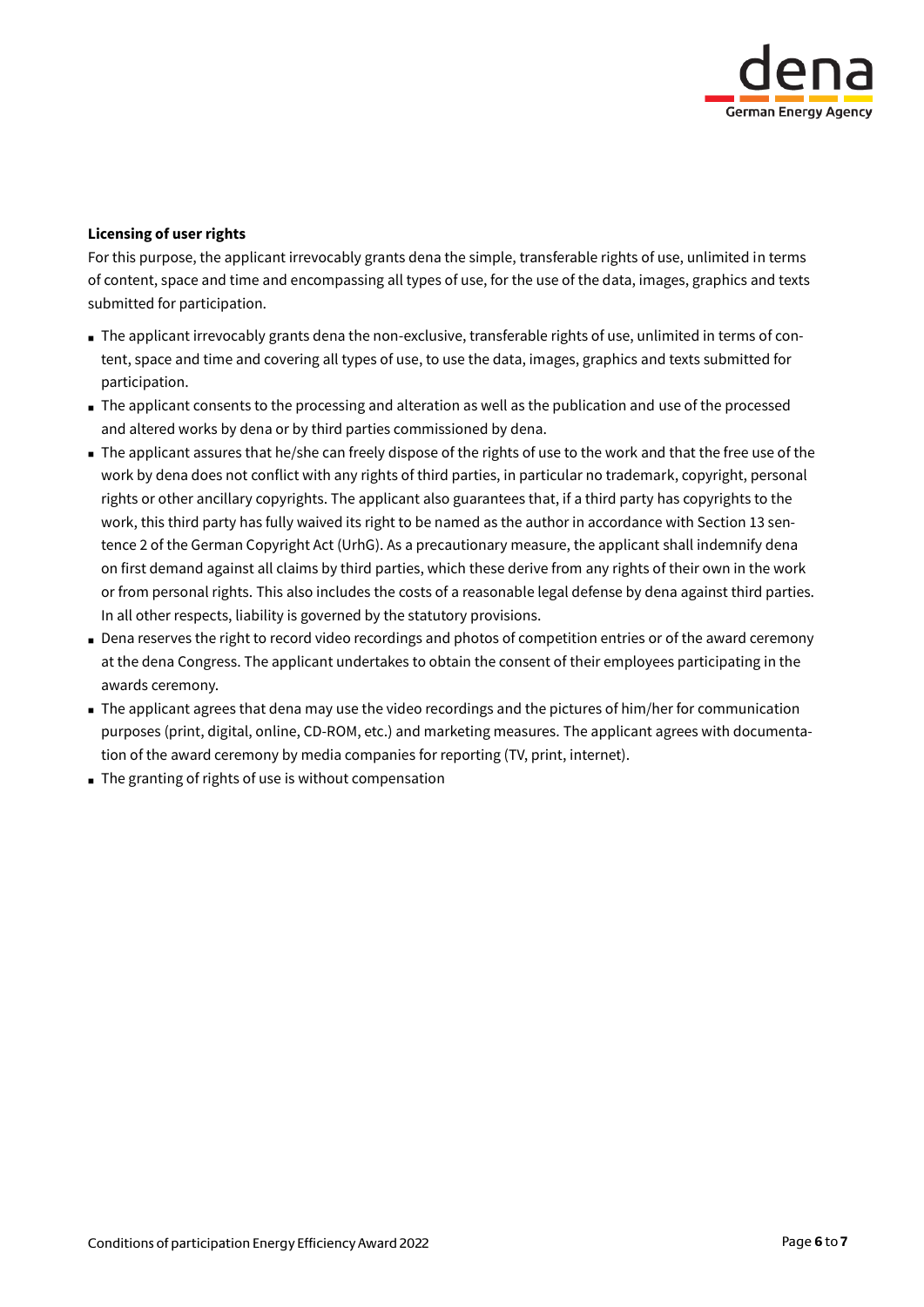**Licensing of user rights**

For this purpose, the applicant irrevocably grants dena the simple, transferable rights of use, unlimited in terms of content, space and time and encompassing all types of use, for the use of the data, images, graphics and texts submitted for participation.

- The applicant irrevocably grants dena the non-exclusive, transferable rights of use, unlimited in terms of content, space and time and covering all types of use, to use the data, images, graphics and texts submitted for participation.
- The applicant consents to the processing and alteration as well as the publication and use of the processed and altered works by dena or by third parties commissioned by dena.
- The applicant assures that he/she can freely dispose of the rights of use to the work and that the free use of the work by dena does not conflict with any rights of third parties, in particular no trademark, copyright, personal rights or other ancillary copyrights. The applicant also guarantees that, if a third party has copyrights to the work, this third party has fully waived its right to be named as the author in accordance with Section 13 sentence 2 of the German Copyright Act (UrhG). As a precautionary measure, the applicant shall indemnify dena on first demand against all claims by third parties, which these derive from any rights of their own in the work or from personal rights. This also includes the costs of a reasonable legal defense by dena against third parties. In all other respects, liability is governed by the statutory provisions.
- Dena reserves the right to record video recordings and photos of competition entries or of the award ceremony at the dena Congress. The applicant undertakes to obtain the consent of their employees participating in the awards ceremony.
- The applicant agrees that dena may use the video recordings and the pictures of him/her for communication purposes (print, digital, online, CD-ROM, etc.) and marketing measures. The applicant agrees with documentation of the award ceremony by media companies for reporting (TV, print, internet).
- The granting of rights of use is without compensation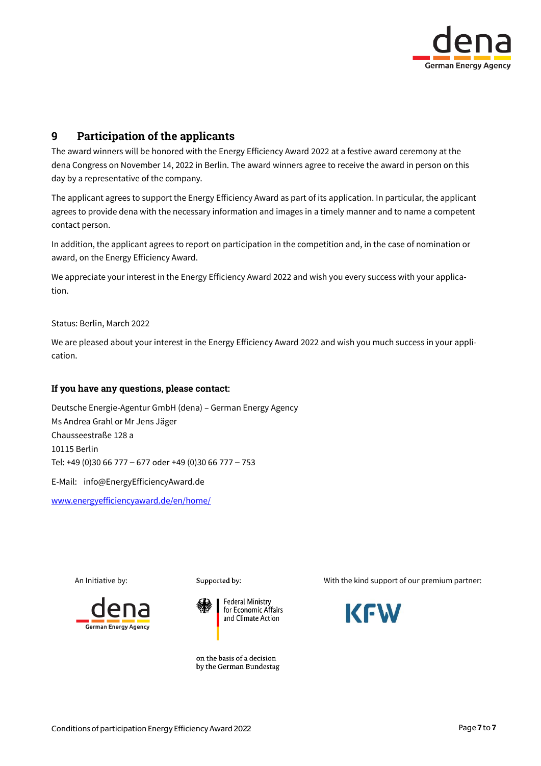## 9 Participation of the applicants

The award winners will be honored with the Energy Efficiency Award 2022 at a festive award ceremony at the dena Congress on November 14, 2022 in Berlin. The award winners agree to receive the award in person on this day by a representative of the company.

The applicant agrees to support the Energy Efficiency Award as part of its application. In particular, the applicant agrees to provide dena with the necessary information and images in a timely manner and to name a competent contact person.

In addition, the applicant agrees to report on participation in the competition and, in the case of nomination or award, on the Energy Efficiency Award.

We appreciate your interest in the Energy Efficiency Award 2022 and wish you every success with your application.

Status: Berlin, March 2022

We are pleased about your interest in the Energy Efficiency Award 2022 and wish you much success in your application.

**If you have any questions, please contact:**

Deutsche Energie-Agentur GmbH (dena) – German Energy Agency
Ms Andrea Grahl or Mr Jens Jäger
Chausseestraße 128 a
10115 Berlin
Tel: +49 (0)30 66 777 – 677 oder +49 (0)30 66 777 – 753

E-Mail: info@EnergyEfficiencyAward.de

[www.energyefficiencyaward.de/en/home/](www.energyefficiencyaward.de/en/home/)

An Initiative by:

dena German Energy Agency

Supported by:

Federal Ministry for Economic Affairs and Climate Action

on the basis of a decision by the German Bundestag

With the kind support of our premium partner:

KFW